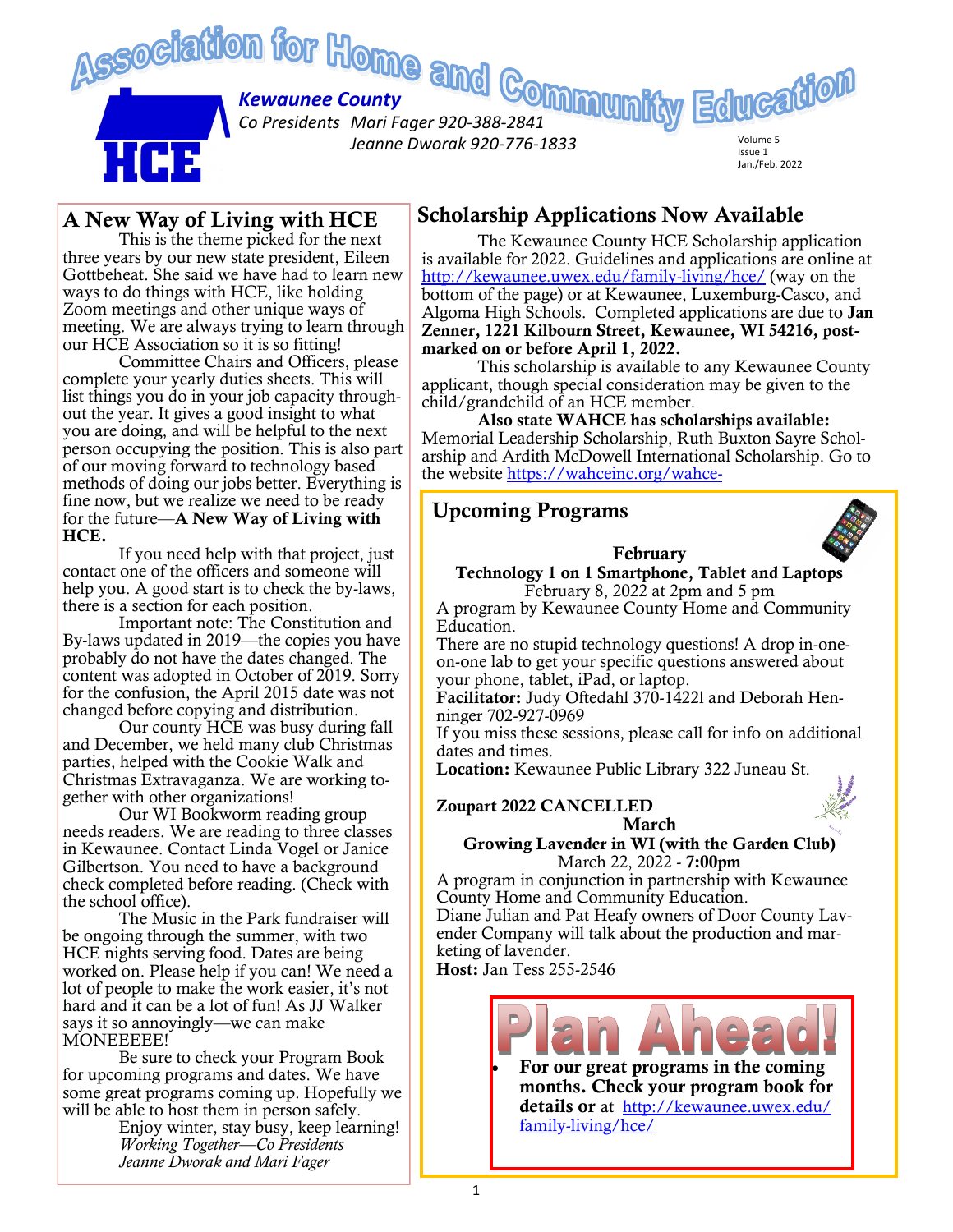# Association for Home and Community Education

***Kewaunee County***

*Co Presidents Mari Fager 920-388-2841*

*Jeanne Dworak 920-776-1833*

HCE

Volume 5
Issue 1
Jan./Feb. 2022

## A New Way of Living with HCE

This is the theme picked for the next three years by our new state president, Eileen Gottbeheat. She said we have had to learn new ways to do things with HCE, like holding Zoom meetings and other unique ways of meeting. We are always trying to learn through our HCE Association so it is so fitting!

Committee Chairs and Officers, please complete your yearly duties sheets. This will list things you do in your job capacity throughout the year. It gives a good insight to what you are doing, and will be helpful to the next person occupying the position. This is also part of our moving forward to technology based methods of doing our jobs better. Everything is fine now, but we realize we need to be ready for the future—**A New Way of Living with HCE.**

If you need help with that project, just contact one of the officers and someone will help you. A good start is to check the by-laws, there is a section for each position.

Important note: The Constitution and By-laws updated in 2019—the copies you have probably do not have the dates changed. The content was adopted in October of 2019. Sorry for the confusion, the April 2015 date was not changed before copying and distribution.

Our county HCE was busy during fall and December, we held many club Christmas parties, helped with the Cookie Walk and Christmas Extravaganza. We are working together with other organizations!

Our WI Bookworm reading group needs readers. We are reading to three classes in Kewaunee. Contact Linda Vogel or Janice Gilbertson. You need to have a background check completed before reading. (Check with the school office).

The Music in the Park fundraiser will be ongoing through the summer, with two HCE nights serving food. Dates are being worked on. Please help if you can! We need a lot of people to make the work easier, it's not hard and it can be a lot of fun! As JJ Walker says it so annoyingly—we can make MONEEEEE!

Be sure to check your Program Book for upcoming programs and dates. We have some great programs coming up. Hopefully we will be able to host them in person safely.

Enjoy winter, stay busy, keep learning!

*Working Together—Co Presidents*
*Jeanne Dworak and Mari Fager*

## Scholarship Applications Now Available

The Kewaunee County HCE Scholarship application is available for 2022. Guidelines and applications are online at http://kewaunee.uwex.edu/family-living/hce/ (way on the bottom of the page) or at Kewaunee, Luxemburg-Casco, and Algoma High Schools. Completed applications are due to **Jan Zenner, 1221 Kilbourn Street, Kewaunee, WI 54216, post-marked on or before April 1, 2022.**

This scholarship is available to any Kewaunee County applicant, though special consideration may be given to the child/grandchild of an HCE member.

**Also state WAHCE has scholarships available:** Memorial Leadership Scholarship, Ruth Buxton Sayre Scholarship and Ardith McDowell International Scholarship. Go to the website https://wahceinc.org/wahce-

## Upcoming Programs

**February**

**Technology 1 on 1 Smartphone, Tablet and Laptops**

February 8, 2022 at 2pm and 5 pm

A program by Kewaunee County Home and Community Education.

There are no stupid technology questions! A drop in-one-on-one lab to get your specific questions answered about your phone, tablet, iPad, or laptop.

**Facilitator:** Judy Oftedahl 370-1422l and Deborah Henninger 702-927-0969

If you miss these sessions, please call for info on additional dates and times.

**Location:** Kewaunee Public Library 322 Juneau St.

**Zoupart 2022 CANCELLED**

**March**

**Growing Lavender in WI (with the Garden Club)**

March 22, 2022 - **7:00pm**

A program in conjunction in partnership with Kewaunee County Home and Community Education.

Diane Julian and Pat Heafy owners of Door County Lavender Company will talk about the production and marketing of lavender.

**Host:** Jan Tess 255-2546

## Plan Ahead!

- **For our great programs in the coming months. Check your program book for details or** at http://kewaunee.uwex.edu/family-living/hce/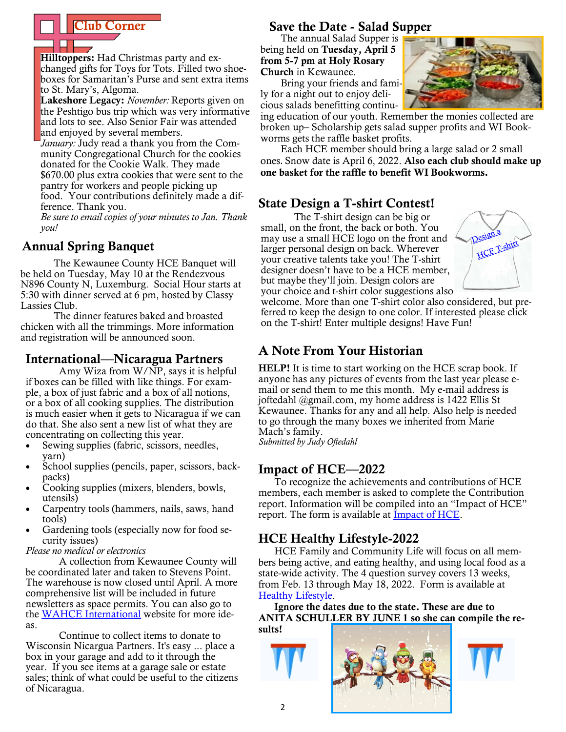## Club Corner

**Hilltoppers:** Had Christmas party and exchanged gifts for Toys for Tots. Filled two shoeboxes for Samaritan's Purse and sent extra items to St. Mary's, Algoma.

**Lakeshore Legacy:** *November:* Reports given on the Peshtigo bus trip which was very informative and lots to see. Also Senior Fair was attended and enjoyed by several members.

*January:* Judy read a thank you from the Community Congregational Church for the cookies donated for the Cookie Walk. They made $670.00 plus extra cookies that were sent to the pantry for workers and people picking up food. Your contributions definitely made a difference. Thank you.

*Be sure to email copies of your minutes to Jan. Thank you!*

## Annual Spring Banquet

The Kewaunee County HCE Banquet will be held on Tuesday, May 10 at the Rendezvous N896 County N, Luxemburg. Social Hour starts at 5:30 with dinner served at 6 pm, hosted by Classy Lassies Club.

The dinner features baked and broasted chicken with all the trimmings. More information and registration will be announced soon.

## International—Nicaragua Partners

Amy Wiza from W/NP, says it is helpful if boxes can be filled with like things. For example, a box of just fabric and a box of all notions, or a box of all cooking supplies. The distribution is much easier when it gets to Nicaragua if we can do that. She also sent a new list of what they are concentrating on collecting this year.

- Sewing supplies (fabric, scissors, needles, yarn)
- School supplies (pencils, paper, scissors, backpacks)
- Cooking supplies (mixers, blenders, bowls, utensils)
- Carpentry tools (hammers, nails, saws, hand tools)
- Gardening tools (especially now for food security issues)

*Please no medical or electronics*

A collection from Kewaunee County will be coordinated later and taken to Stevens Point. The warehouse is now closed until April. A more comprehensive list will be included in future newsletters as space permits. You can also go to the WAHCE International website for more ideas.

Continue to collect items to donate to Wisconsin Nicargua Partners. It's easy ... place a box in your garage and add to it through the year. If you see items at a garage sale or estate sales; think of what could be useful to the citizens of Nicaragua.

## Save the Date - Salad Supper

The annual Salad Supper is being held on **Tuesday, April 5 from 5-7 pm at Holy Rosary Church** in Kewaunee.

Bring your friends and family for a night out to enjoy delicious salads benefitting continuing education of our youth. Remember the monies collected are broken up– Scholarship gets salad supper profits and WI Bookworms gets the raffle basket profits.

Each HCE member should bring a large salad or 2 small ones. Snow date is April 6, 2022. **Also each club should make up one basket for the raffle to benefit WI Bookworms.**

## State Design a T-shirt Contest!

The T-shirt design can be big or small, on the front, the back or both. You may use a small HCE logo on the front and larger personal design on back. Wherever your creative talents take you! The T-shirt designer doesn't have to be a HCE member, but maybe they'll join. Design colors are your choice and t-shirt color suggestions also welcome. More than one T-shirt color also considered, but preferred to keep the design to one color. If interested please click on the T-shirt! Enter multiple designs! Have Fun!

## A Note From Your Historian

**HELP!** It is time to start working on the HCE scrap book. If anyone has any pictures of events from the last year please e-mail or send them to me this month. My e-mail address is joftedahl @gmail.com, my home address is 1422 Ellis St Kewaunee. Thanks for any and all help. Also help is needed to go through the many boxes we inherited from Marie Mach's family.

*Submitted by Judy Oftedahl*

## Impact of HCE—2022

To recognize the achievements and contributions of HCE members, each member is asked to complete the Contribution report. Information will be compiled into an "Impact of HCE" report. The form is available at Impact of HCE.

## HCE Healthy Lifestyle-2022

HCE Family and Community Life will focus on all members being active, and eating healthy, and using local food as a state-wide activity. The 4 question survey covers 13 weeks, from Feb. 13 through May 18, 2022. Form is available at Healthy Lifestyle.

**Ignore the dates due to the state. These are due to ANITA SCHULLER BY JUNE 1 so she can compile the results!**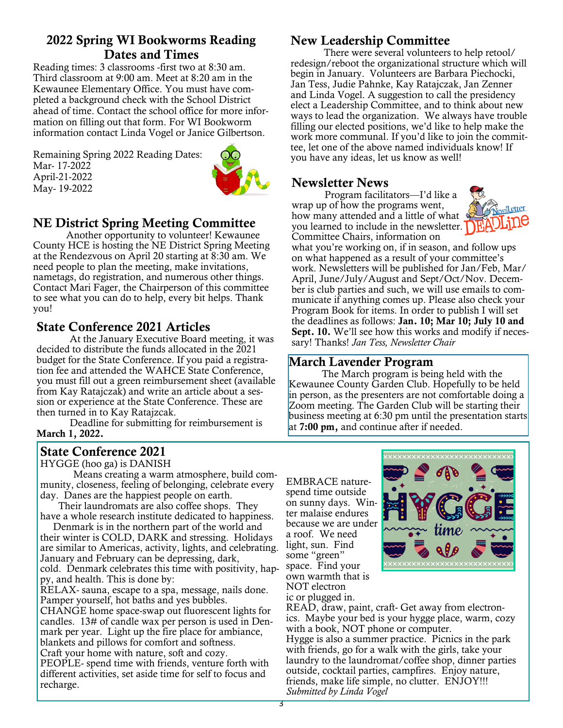## 2022 Spring WI Bookworms Reading Dates and Times

Reading times: 3 classrooms -first two at 8:30 am. Third classroom at 9:00 am. Meet at 8:20 am in the Kewaunee Elementary Office. You must have completed a background check with the School District ahead of time. Contact the school office for more information on filling out that form. For WI Bookworm information contact Linda Vogel or Janice Gilbertson.

Remaining Spring 2022 Reading Dates:
Mar- 17-2022
April-21-2022
May- 19-2022

## NE District Spring Meeting Committee

Another opportunity to volunteer! Kewaunee County HCE is hosting the NE District Spring Meeting at the Rendezvous on April 20 starting at 8:30 am. We need people to plan the meeting, make invitations, nametags, do registration, and numerous other things. Contact Mari Fager, the Chairperson of this committee to see what you can do to help, every bit helps. Thank you!

## State Conference 2021 Articles

At the January Executive Board meeting, it was decided to distribute the funds allocated in the 2021 budget for the State Conference. If you paid a registration fee and attended the WAHCE State Conference, you must fill out a green reimbursement sheet (available from Kay Ratajczak) and write an article about a session or experience at the State Conference. These are then turned in to Kay Ratajczak.

Deadline for submitting for reimbursement is **March 1, 2022.**

## New Leadership Committee

There were several volunteers to help retool/redesign/reboot the organizational structure which will begin in January. Volunteers are Barbara Piechocki, Jan Tess, Judie Pahnke, Kay Ratajczak, Jan Zenner and Linda Vogel. A suggestion to call the presidency elect a Leadership Committee, and to think about new ways to lead the organization. We always have trouble filling our elected positions, we'd like to help make the work more communal. If you'd like to join the committee, let one of the above named individuals know! If you have any ideas, let us know as well!

## Newsletter News

Program facilitators—I'd like a wrap up of how the programs went, how many attended and a little of what you learned to include in the newsletter. Committee Chairs, information on what you're working on, if in season, and follow ups on what happened as a result of your committee's work. Newsletters will be published for Jan/Feb, Mar/April, June/July/August and Sept/Oct/Nov. December is club parties and such, we will use emails to communicate if anything comes up. Please also check your Program Book for items. In order to publish I will set the deadlines as follows: **Jan. 10; Mar 10; July 10 and Sept. 10.** We'll see how this works and modify if necessary! Thanks! *Jan Tess, Newsletter Chair*

## March Lavender Program

The March program is being held with the Kewaunee County Garden Club. Hopefully to be held in person, as the presenters are not comfortable doing a Zoom meeting. The Garden Club will be starting their business meeting at 6:30 pm until the presentation starts at **7:00 pm,** and continue after if needed.

## State Conference 2021

HYGGE (hoo ga) is DANISH

Means creating a warm atmosphere, build community, closeness, feeling of belonging, celebrate every day. Danes are the happiest people on earth.

Their laundromats are also coffee shops. They have a whole research institute dedicated to happiness.

Denmark is in the northern part of the world and their winter is COLD, DARK and stressing. Holidays are similar to Americas, activity, lights, and celebrating. January and February can be depressing, dark, cold. Denmark celebrates this time with positivity, happy, and health. This is done by:

RELAX- sauna, escape to a spa, message, nails done. Pamper yourself, hot baths and yes bubbles.

CHANGE home space-swap out fluorescent lights for candles. 13# of candle wax per person is used in Denmark per year. Light up the fire place for ambiance, blankets and pillows for comfort and softness. Craft your home with nature, soft and cozy.

PEOPLE- spend time with friends, venture forth with different activities, set aside time for self to focus and recharge.

EMBRACE nature- spend time outside on sunny days. Winter malaise endures because we are under a roof. We need light, sun. Find some "green" space. Find your own warmth that is NOT electronic or plugged in.

READ, draw, paint, craft- Get away from electronics. Maybe your bed is your hygge place, warm, cozy with a book, NOT phone or computer.

Hygge is also a summer practice. Picnics in the park with friends, go for a walk with the girls, take your laundry to the laundromat/coffee shop, dinner parties outside, cocktail parties, campfires. Enjoy nature, friends, make life simple, no clutter. ENJOY!!!

*Submitted by Linda Vogel*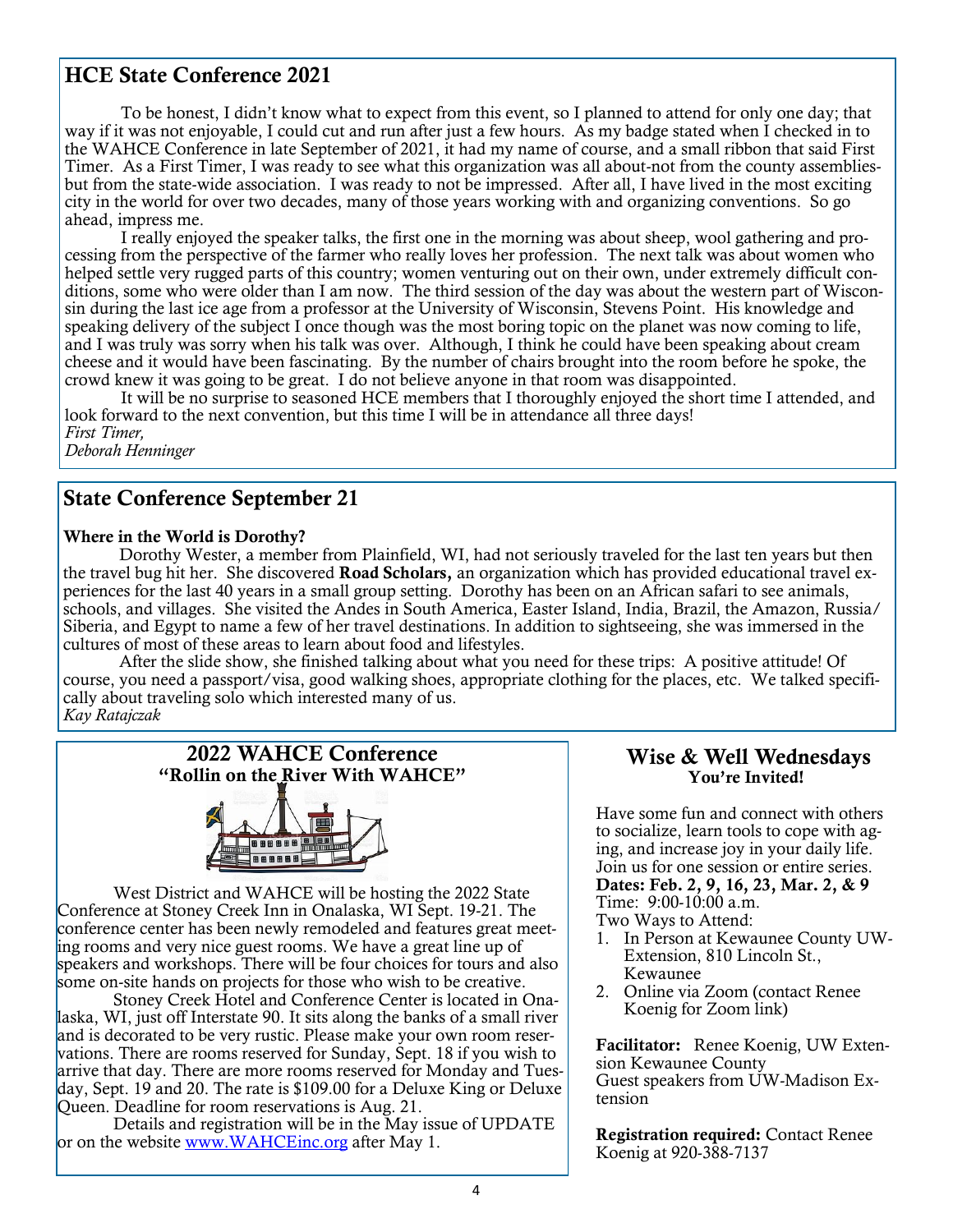## HCE State Conference 2021

To be honest, I didn't know what to expect from this event, so I planned to attend for only one day; that way if it was not enjoyable, I could cut and run after just a few hours. As my badge stated when I checked in to the WAHCE Conference in late September of 2021, it had my name of course, and a small ribbon that said First Timer. As a First Timer, I was ready to see what this organization was all about-not from the county assemblies-but from the state-wide association. I was ready to not be impressed. After all, I have lived in the most exciting city in the world for over two decades, many of those years working with and organizing conventions. So go ahead, impress me.

I really enjoyed the speaker talks, the first one in the morning was about sheep, wool gathering and processing from the perspective of the farmer who really loves her profession. The next talk was about women who helped settle very rugged parts of this country; women venturing out on their own, under extremely difficult conditions, some who were older than I am now. The third session of the day was about the western part of Wisconsin during the last ice age from a professor at the University of Wisconsin, Stevens Point. His knowledge and speaking delivery of the subject I once though was the most boring topic on the planet was now coming to life, and I was truly was sorry when his talk was over. Although, I think he could have been speaking about cream cheese and it would have been fascinating. By the number of chairs brought into the room before he spoke, the crowd knew it was going to be great. I do not believe anyone in that room was disappointed.

It will be no surprise to seasoned HCE members that I thoroughly enjoyed the short time I attended, and look forward to the next convention, but this time I will be in attendance all three days!

*First Timer,*
*Deborah Henninger*

## State Conference September 21

**Where in the World is Dorothy?**

Dorothy Wester, a member from Plainfield, WI, had not seriously traveled for the last ten years but then the travel bug hit her. She discovered **Road Scholars,** an organization which has provided educational travel experiences for the last 40 years in a small group setting. Dorothy has been on an African safari to see animals, schools, and villages. She visited the Andes in South America, Easter Island, India, Brazil, the Amazon, Russia/ Siberia, and Egypt to name a few of her travel destinations. In addition to sightseeing, she was immersed in the cultures of most of these areas to learn about food and lifestyles.

After the slide show, she finished talking about what you need for these trips: A positive attitude! Of course, you need a passport/visa, good walking shoes, appropriate clothing for the places, etc. We talked specifically about traveling solo which interested many of us.

*Kay Ratajczak*

## 2022 WAHCE Conference
### "Rollin on the River With WAHCE"

West District and WAHCE will be hosting the 2022 State Conference at Stoney Creek Inn in Onalaska, WI Sept. 19-21. The conference center has been newly remodeled and features great meeting rooms and very nice guest rooms. We have a great line up of speakers and workshops. There will be four choices for tours and also some on-site hands on projects for those who wish to be creative.

Stoney Creek Hotel and Conference Center is located in Onalaska, WI, just off Interstate 90. It sits along the banks of a small river and is decorated to be very rustic. Please make your own room reservations. There are rooms reserved for Sunday, Sept. 18 if you wish to arrive that day. There are more rooms reserved for Monday and Tuesday, Sept. 19 and 20. The rate is $109.00 for a Deluxe King or Deluxe Queen. Deadline for room reservations is Aug. 21.

Details and registration will be in the May issue of UPDATE or on the website www.WAHCEinc.org after May 1.

## Wise & Well Wednesdays
### You're Invited!

Have some fun and connect with others to socialize, learn tools to cope with aging, and increase joy in your daily life. Join us for one session or entire series.

**Dates: Feb. 2, 9, 16, 23, Mar. 2, & 9**
Time: 9:00-10:00 a.m.
Two Ways to Attend:

1. In Person at Kewaunee County UW-Extension, 810 Lincoln St., Kewaunee
2. Online via Zoom (contact Renee Koenig for Zoom link)

**Facilitator:** Renee Koenig, UW Extension Kewaunee County
Guest speakers from UW-Madison Extension

**Registration required:** Contact Renee Koenig at 920-388-7137